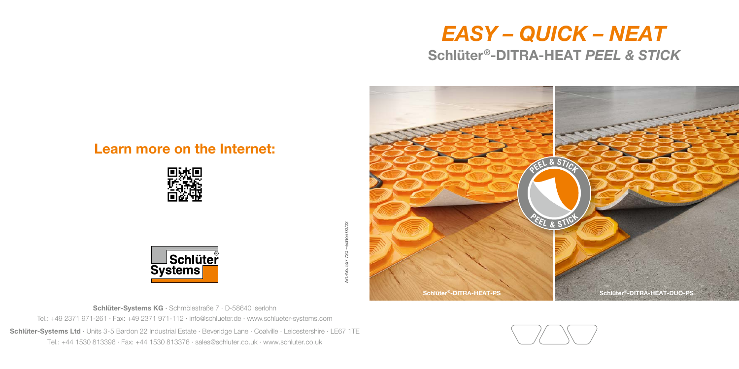# *EASY – QUICK – NEAT*

## Schlüter®-DITRA-HEAT *PEEL & STICK*

Schlüter®-DITRA-HEAT-PS

Schlüter®-DITRA-HEAT-DUO-PS

## Learn more on the Internet:

Art.-No. 557 720 – edition 02/22

**Schlüter-Systems KG** · Schmölestraße 7 · D-58640 Iserlohn
Tel.: +49 2371 971-261 · Fax: +49 2371 971-112 · info@schlueter.de · www.schlueter-systems.com

**Schlüter-Systems Ltd** · Units 3-5 Bardon 22 Industrial Estate · Beveridge Lane · Coalville · Leicestershire · LE67 1TE
Tel.: +44 1530 813396 · Fax: +44 1530 813376 · sales@schluter.co.uk · www.schluter.co.uk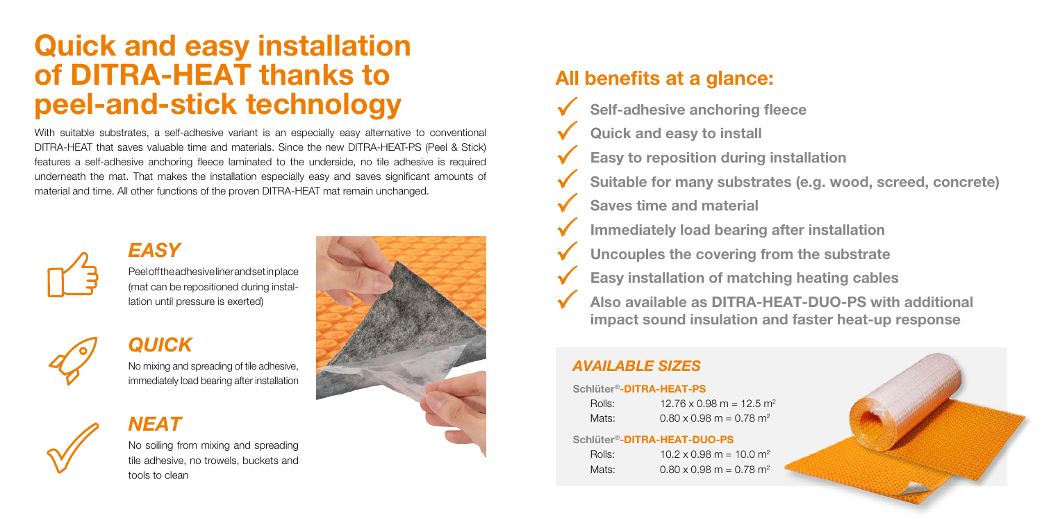# Quick and easy installation of DITRA-HEAT thanks to peel-and-stick technology

With suitable substrates, a self-adhesive variant is an especially easy alternative to conventional DITRA-HEAT that saves valuable time and materials. Since the new DITRA-HEAT-PS (Peel & Stick) features a self-adhesive anchoring fleece laminated to the underside, no tile adhesive is required underneath the mat. That makes the installation especially easy and saves significant amounts of material and time. All other functions of the proven DITRA-HEAT mat remain unchanged.

### *EASY*

Peel off the adhesive liner and set in place (mat can be repositioned during installation until pressure is exerted)

### *QUICK*

No mixing and spreading of tile adhesive, immediately load bearing after installation

### *NEAT*

No soiling from mixing and spreading tile adhesive, no trowels, buckets and tools to clean

## All benefits at a glance:

- **Self-adhesive anchoring fleece**
- **Quick and easy to install**
- **Easy to reposition during installation**
- **Suitable for many substrates (e.g. wood, screed, concrete)**
- **Saves time and material**
- **Immediately load bearing after installation**
- **Uncouples the covering from the substrate**
- **Easy installation of matching heating cables**
- **Also available as DITRA-HEAT-DUO-PS with additional impact sound insulation and faster heat-up response**

### *AVAILABLE SIZES*

**Schlüter®-DITRA-HEAT-PS**

| | |
|---|---|
| Rolls: | 12.76 x 0.98 m = 12.5 m² |
| Mats: | 0.80 x 0.98 m = 0.78 m² |

**Schlüter®-DITRA-HEAT-DUO-PS**

| | |
|---|---|
| Rolls: | 10.2 x 0.98 m = 10.0 m² |
| Mats: | 0.80 x 0.98 m = 0.78 m² |